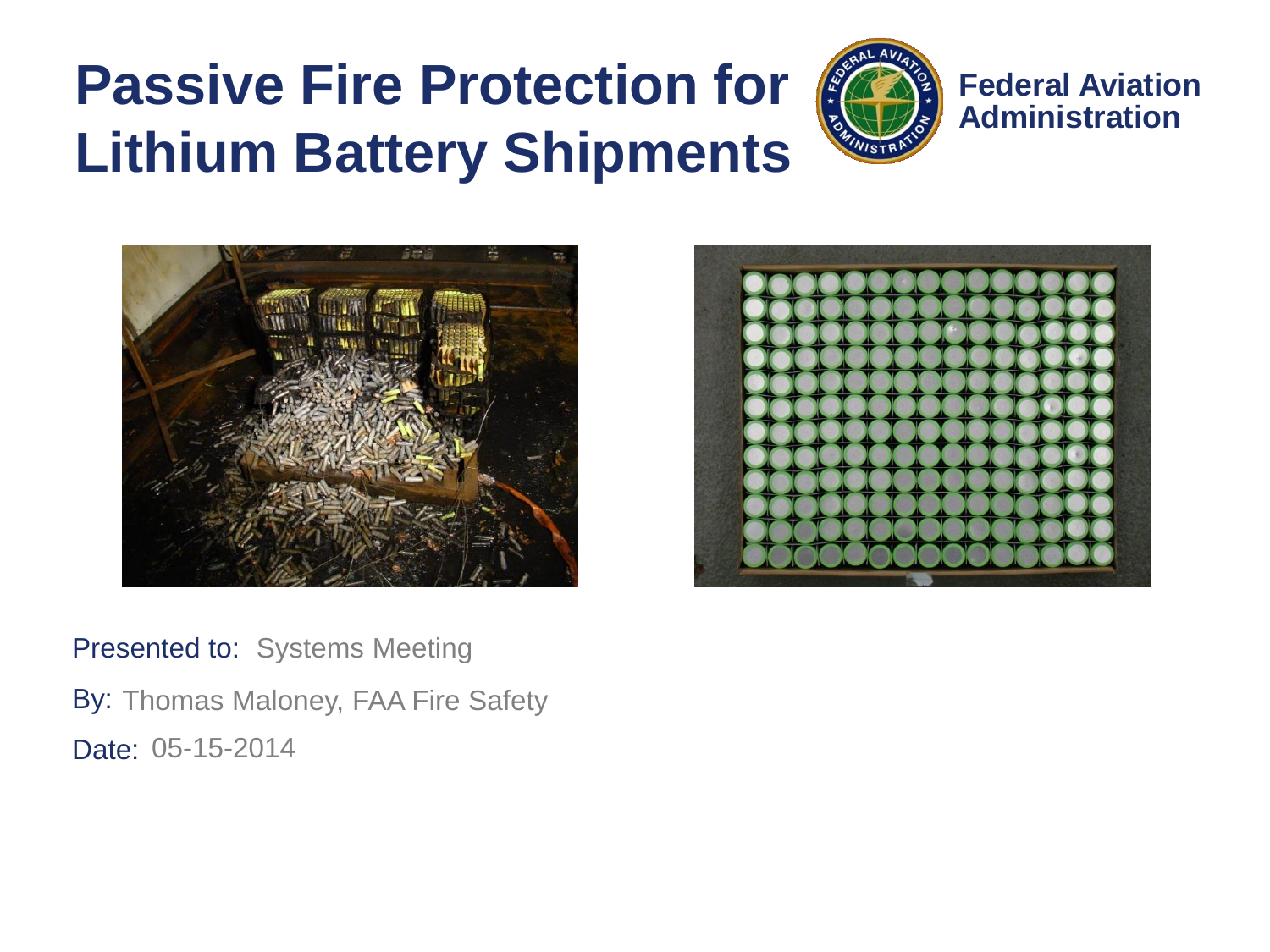# Passive Fire Protection for Lithium Battery Shipments

Federal Aviation Administration

Presented to: Systems Meeting

By: Thomas Maloney, FAA Fire Safety

Date: 05-15-2014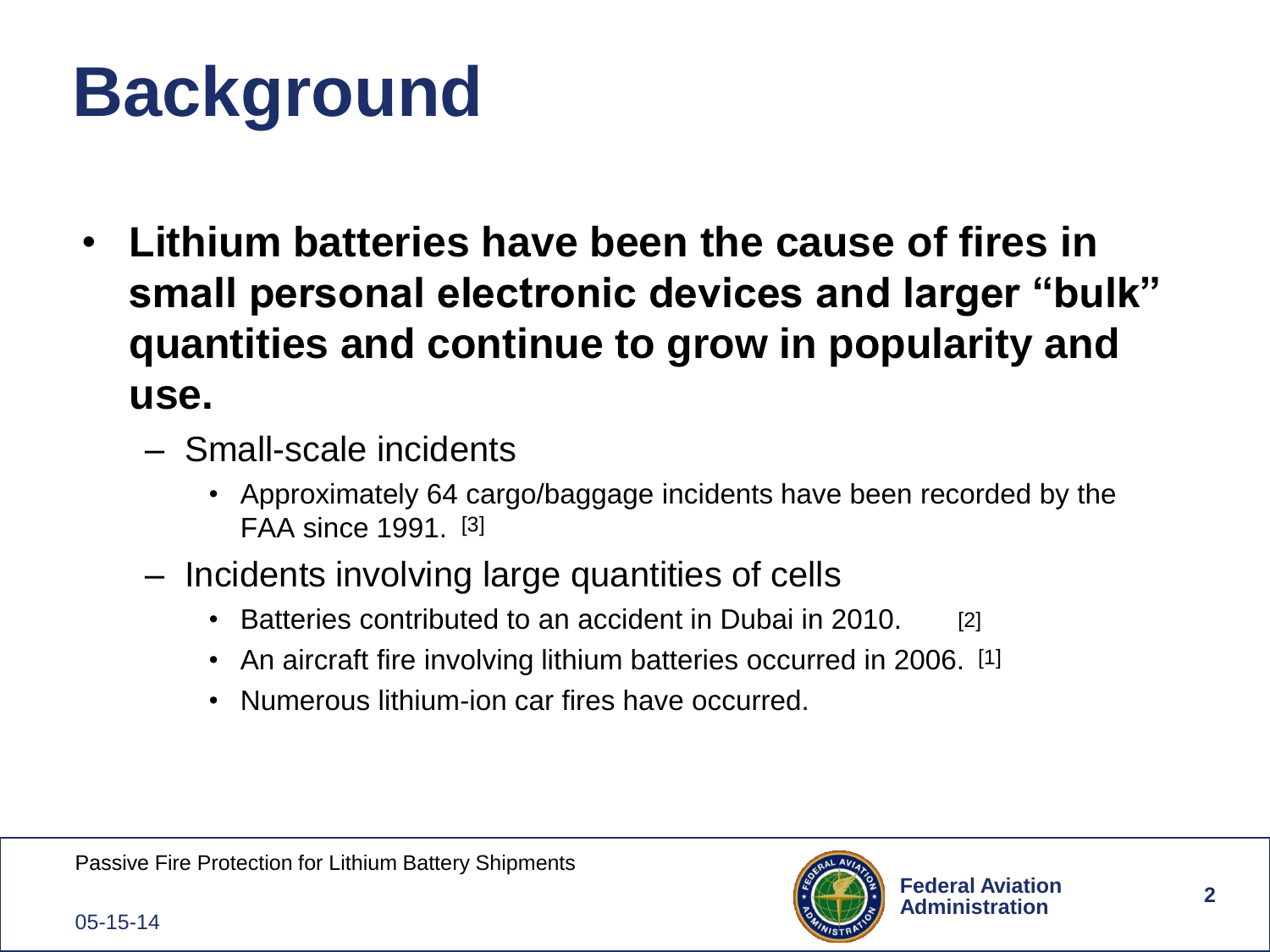# Background

- **Lithium batteries have been the cause of fires in small personal electronic devices and larger "bulk" quantities and continue to grow in popularity and use.**
  - Small-scale incidents
    - Approximately 64 cargo/baggage incidents have been recorded by the FAA since 1991. [3]
  - Incidents involving large quantities of cells
    - Batteries contributed to an accident in Dubai in 2010. [2]
    - An aircraft fire involving lithium batteries occurred in 2006. [1]
    - Numerous lithium-ion car fires have occurred.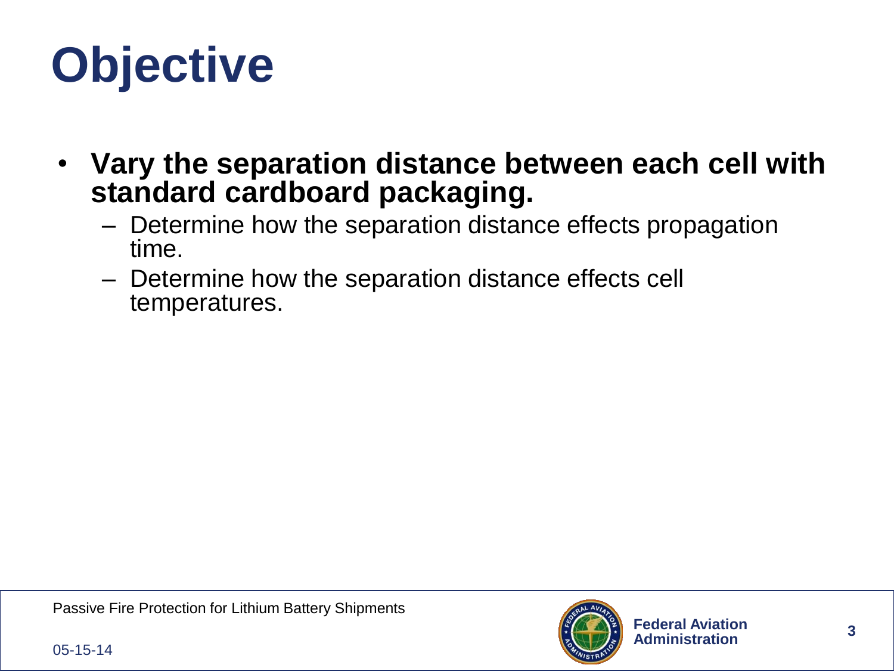# Objective

- **Vary the separation distance between each cell with standard cardboard packaging.**
  - Determine how the separation distance effects propagation time.
  - Determine how the separation distance effects cell temperatures.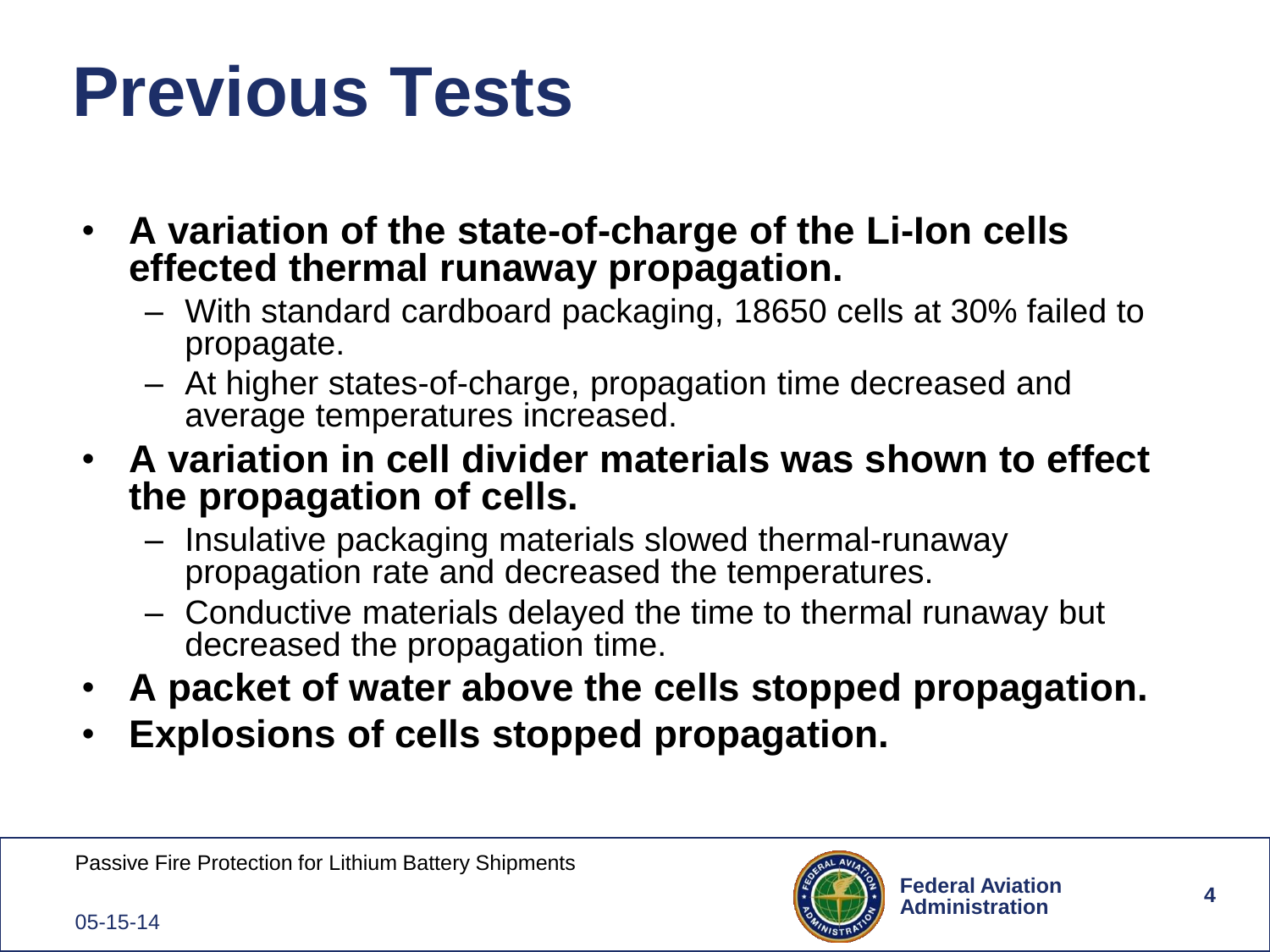# Previous Tests

- **A variation of the state-of-charge of the Li-Ion cells effected thermal runaway propagation.**
  - With standard cardboard packaging, 18650 cells at 30% failed to propagate.
  - At higher states-of-charge, propagation time decreased and average temperatures increased.
- **A variation in cell divider materials was shown to effect the propagation of cells.**
  - Insulative packaging materials slowed thermal-runaway propagation rate and decreased the temperatures.
  - Conductive materials delayed the time to thermal runaway but decreased the propagation time.
- **A packet of water above the cells stopped propagation.**
- **Explosions of cells stopped propagation.**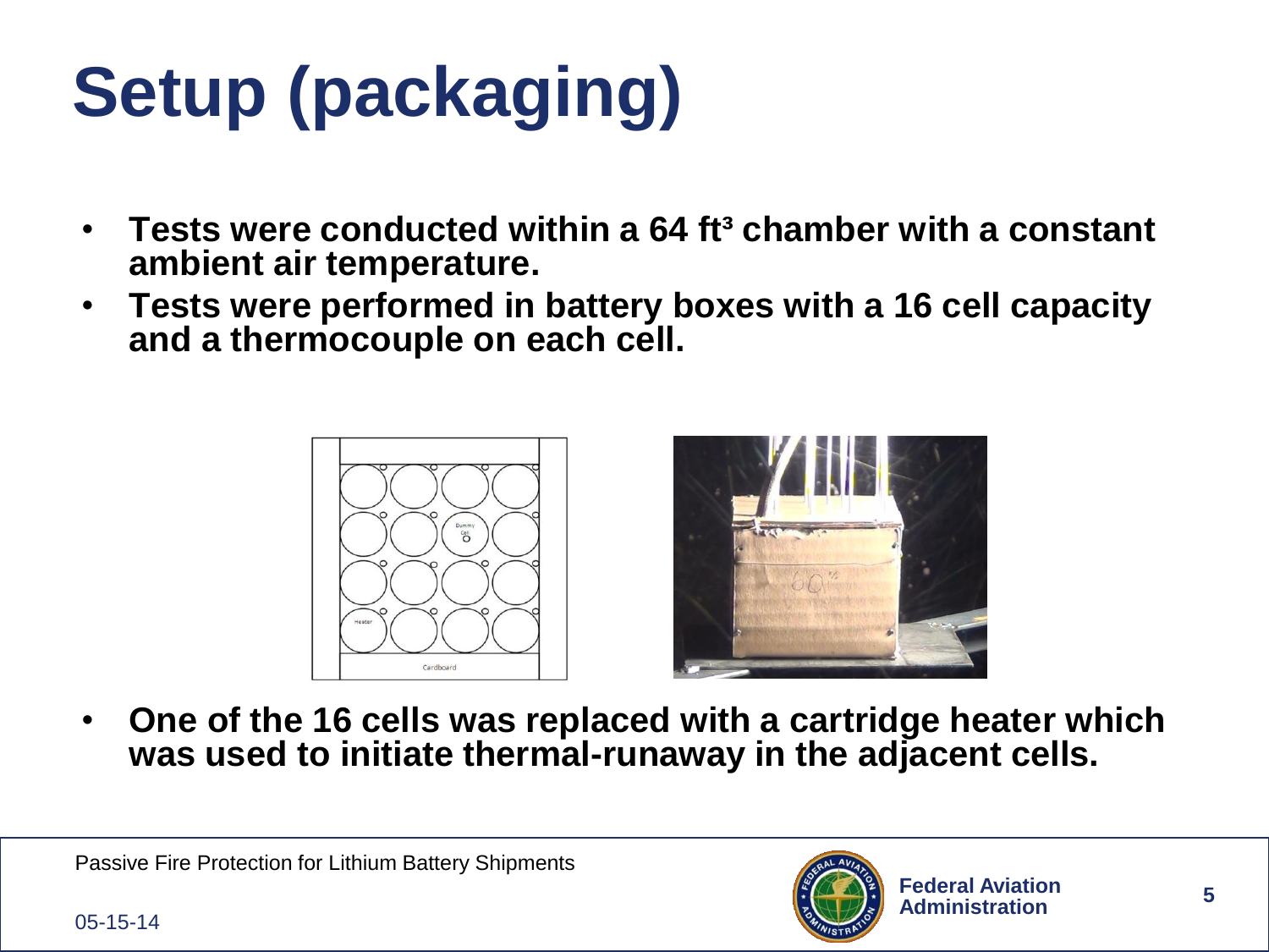# Setup (packaging)

- Tests were conducted within a 64 $ft^3$ chamber with a constant ambient air temperature.
- Tests were performed in battery boxes with a 16 cell capacity and a thermocouple on each cell.

- One of the 16 cells was replaced with a cartridge heater which was used to initiate thermal-runaway in the adjacent cells.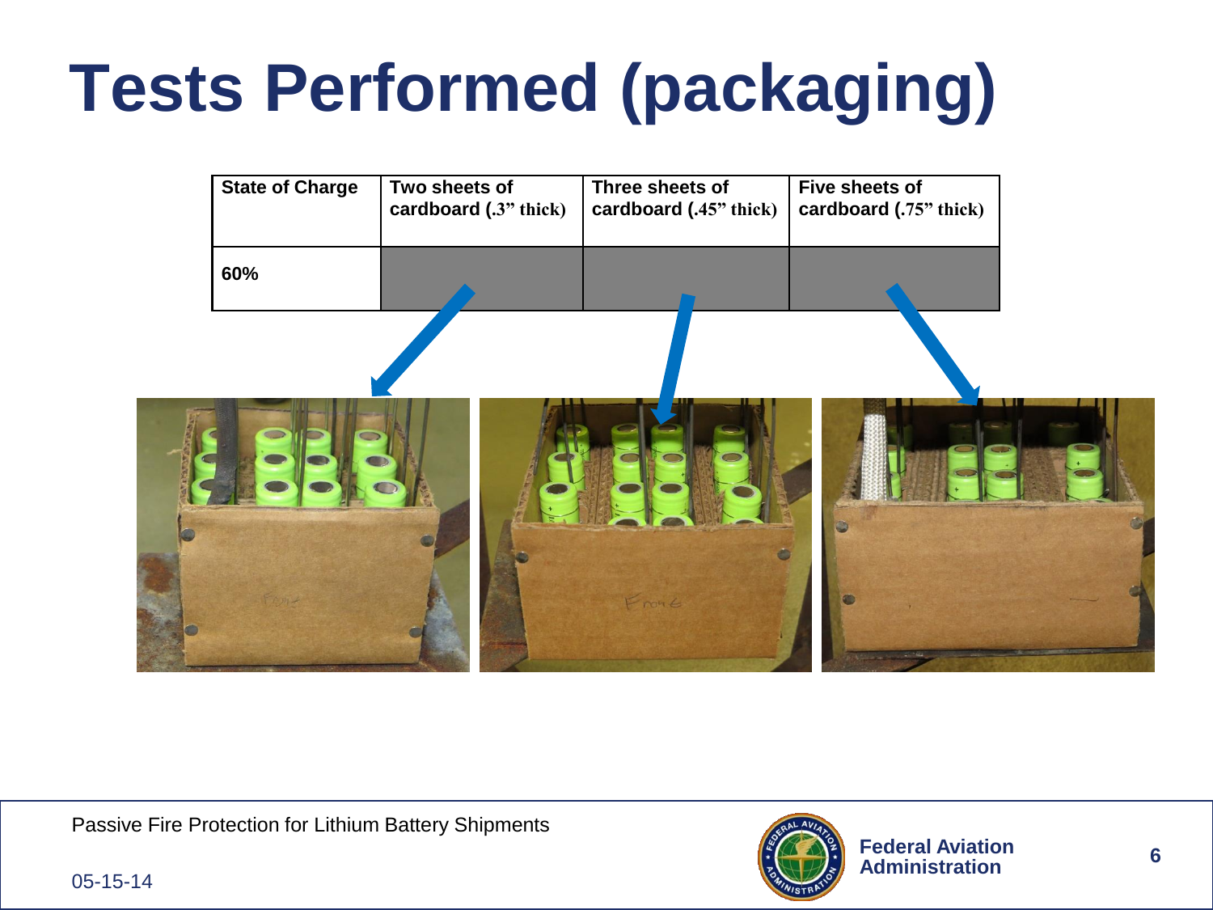# Tests Performed (packaging)

| State of Charge | Two sheets of cardboard (.3" thick) | Three sheets of cardboard (.45" thick) | Five sheets of cardboard (.75" thick) |
|---|---|---|---|
| 60% | | | |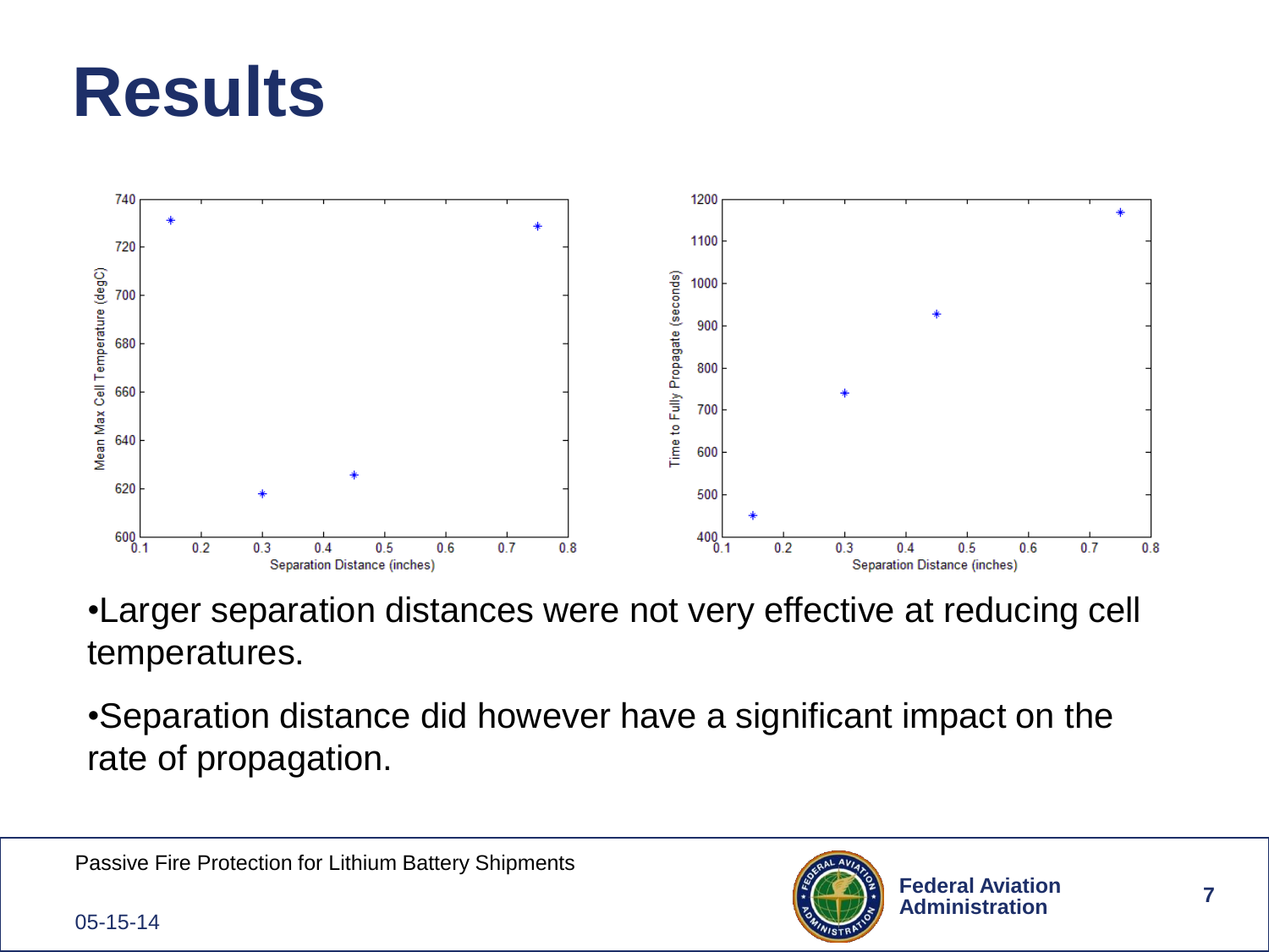# Results

•Larger separation distances were not very effective at reducing cell temperatures.

•Separation distance did however have a significant impact on the rate of propagation.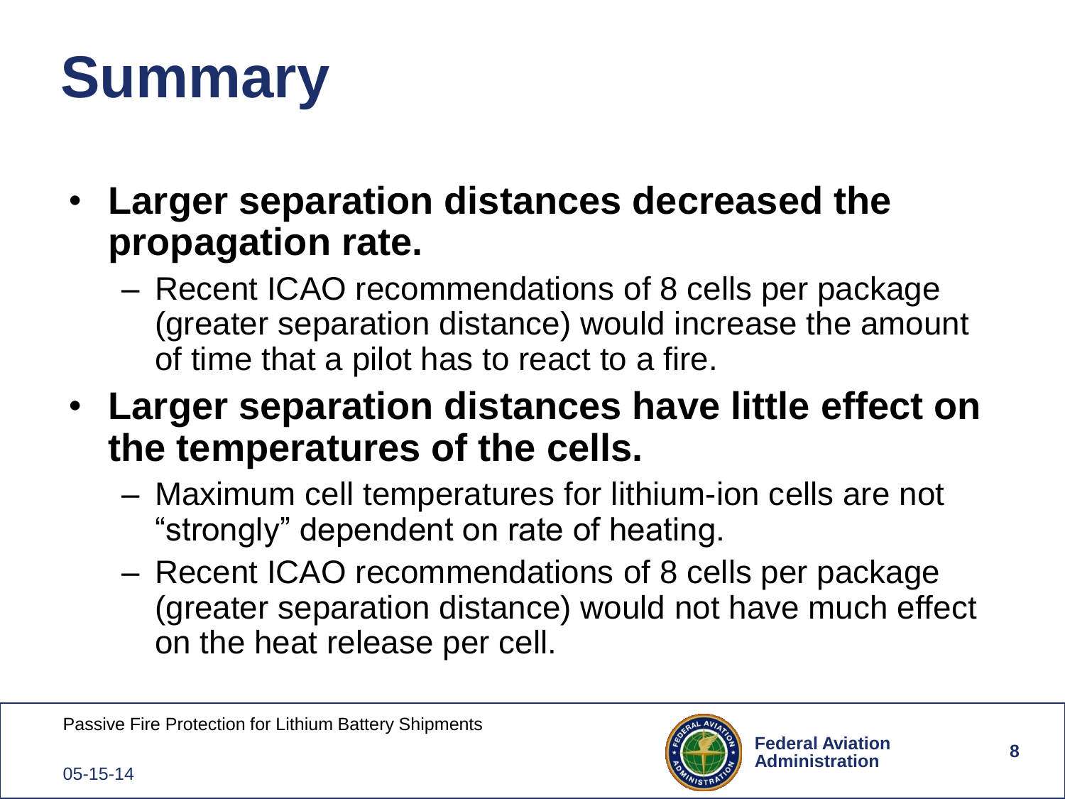# Summary

- **Larger separation distances decreased the propagation rate.**
  - Recent ICAO recommendations of 8 cells per package (greater separation distance) would increase the amount of time that a pilot has to react to a fire.
- **Larger separation distances have little effect on the temperatures of the cells.**
  - Maximum cell temperatures for lithium-ion cells are not “strongly” dependent on rate of heating.
  - Recent ICAO recommendations of 8 cells per package (greater separation distance) would not have much effect on the heat release per cell.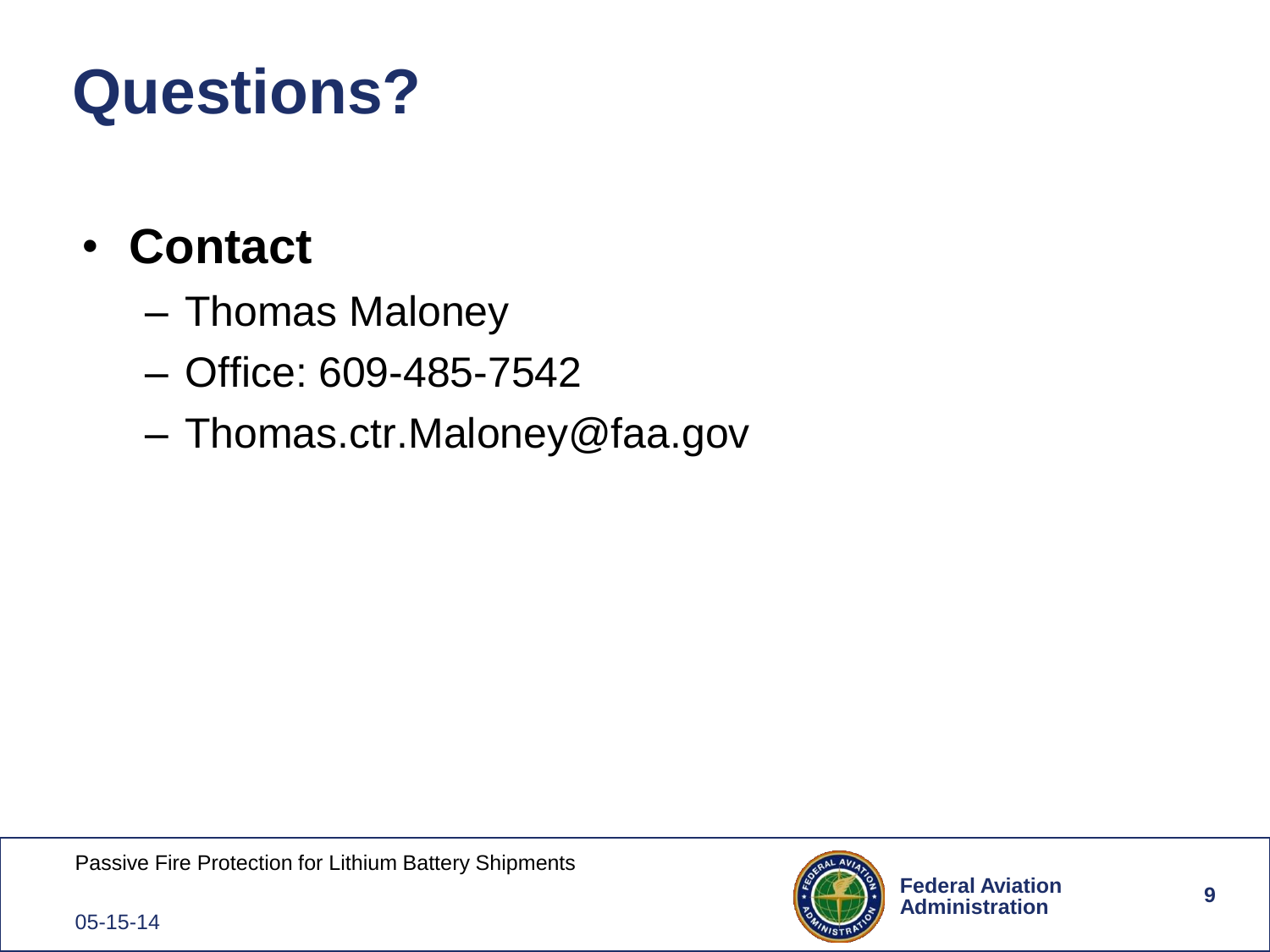# Questions?

- **Contact**
  - Thomas Maloney
  - Office: 609-485-7542
  - Thomas.ctr.Maloney@faa.gov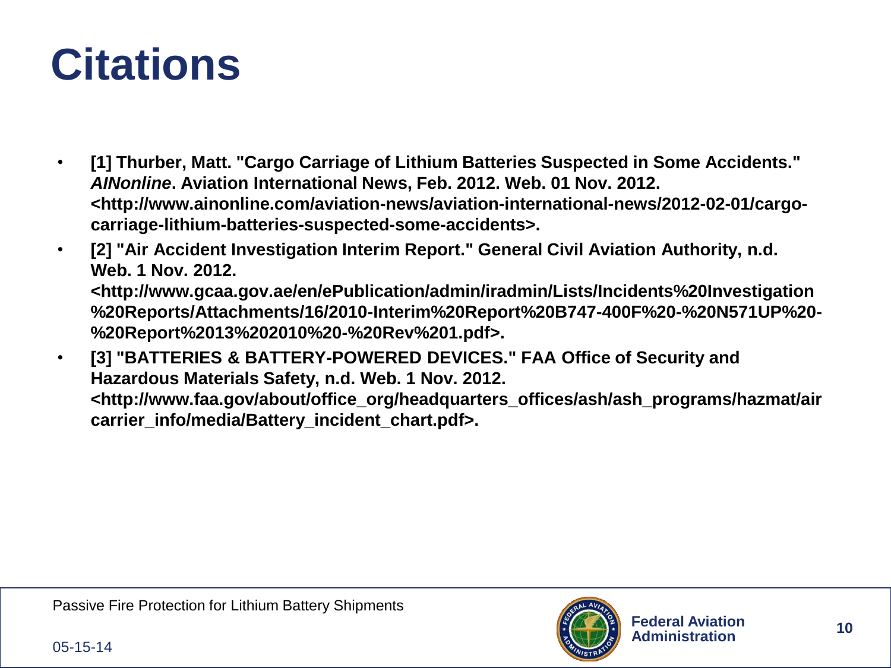# Citations

- **[1] Thurber, Matt. "Cargo Carriage of Lithium Batteries Suspected in Some Accidents." *AINonline*. Aviation International News, Feb. 2012. Web. 01 Nov. 2012. <http://www.ainonline.com/aviation-news/aviation-international-news/2012-02-01/cargo-carriage-lithium-batteries-suspected-some-accidents>.**
- **[2] "Air Accident Investigation Interim Report." General Civil Aviation Authority, n.d. Web. 1 Nov. 2012. <http://www.gcaa.gov.ae/en/ePublication/admin/iradmin/Lists/Incidents%20Investigation%20Reports/Attachments/16/2010-Interim%20Report%20B747-400F%20-%20N571UP%20-%20Report%2013%202010%20-%20Rev%201.pdf>.**
- **[3] "BATTERIES & BATTERY-POWERED DEVICES." FAA Office of Security and Hazardous Materials Safety, n.d. Web. 1 Nov. 2012. <http://www.faa.gov/about/office_org/headquarters_offices/ash/ash_programs/hazmat/aircarrier_info/media/Battery_incident_chart.pdf>.**